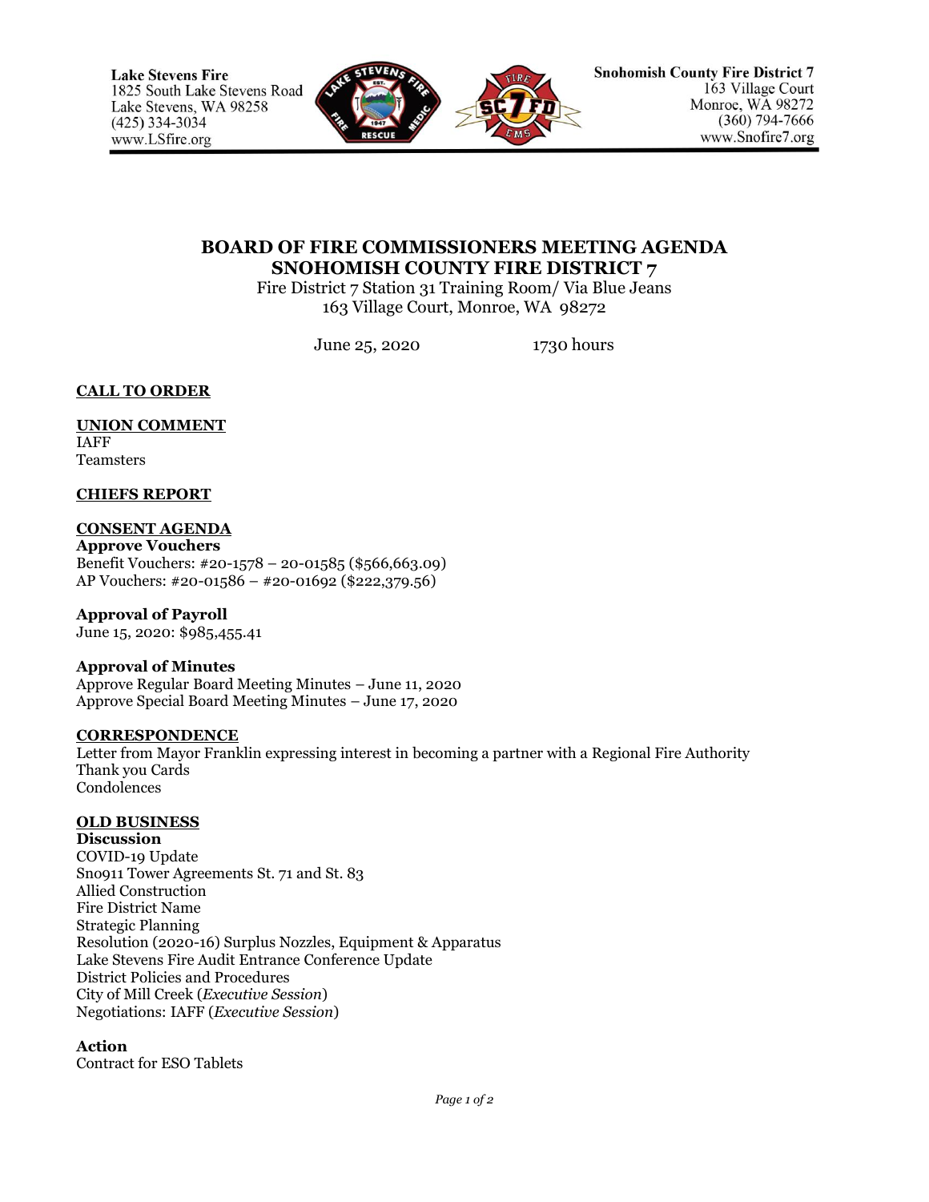Lake Stevens Fire
1825 South Lake Stevens Road
Lake Stevens, WA 98258
(425) 334-3034
www.LSfire.org

Snohomish County Fire District 7
163 Village Court
Monroe, WA 98272
(360) 794-7666
www.Snofire7.org

# BOARD OF FIRE COMMISSIONERS MEETING AGENDA
# SNOHOMISH COUNTY FIRE DISTRICT 7

Fire District 7 Station 31 Training Room/ Via Blue Jeans
163 Village Court, Monroe, WA 98272

June 25, 2020 1730 hours

## CALL TO ORDER

## UNION COMMENT

IAFF
Teamsters

## CHIEFS REPORT

## CONSENT AGENDA

**Approve Vouchers**
Benefit Vouchers: #20-1578 – 20-01585 ($566,663.09)
AP Vouchers: #20-01586 – #20-01692 ($222,379.56)

**Approval of Payroll**
June 15, 2020: $985,455.41

**Approval of Minutes**
Approve Regular Board Meeting Minutes – June 11, 2020
Approve Special Board Meeting Minutes – June 17, 2020

## CORRESPONDENCE

Letter from Mayor Franklin expressing interest in becoming a partner with a Regional Fire Authority
Thank you Cards
Condolences

## OLD BUSINESS

**Discussion**
COVID-19 Update
Sno911 Tower Agreements St. 71 and St. 83
Allied Construction
Fire District Name
Strategic Planning
Resolution (2020-16) Surplus Nozzles, Equipment & Apparatus
Lake Stevens Fire Audit Entrance Conference Update
District Policies and Procedures
City of Mill Creek (*Executive Session*)
Negotiations: IAFF (*Executive Session*)

**Action**
Contract for ESO Tablets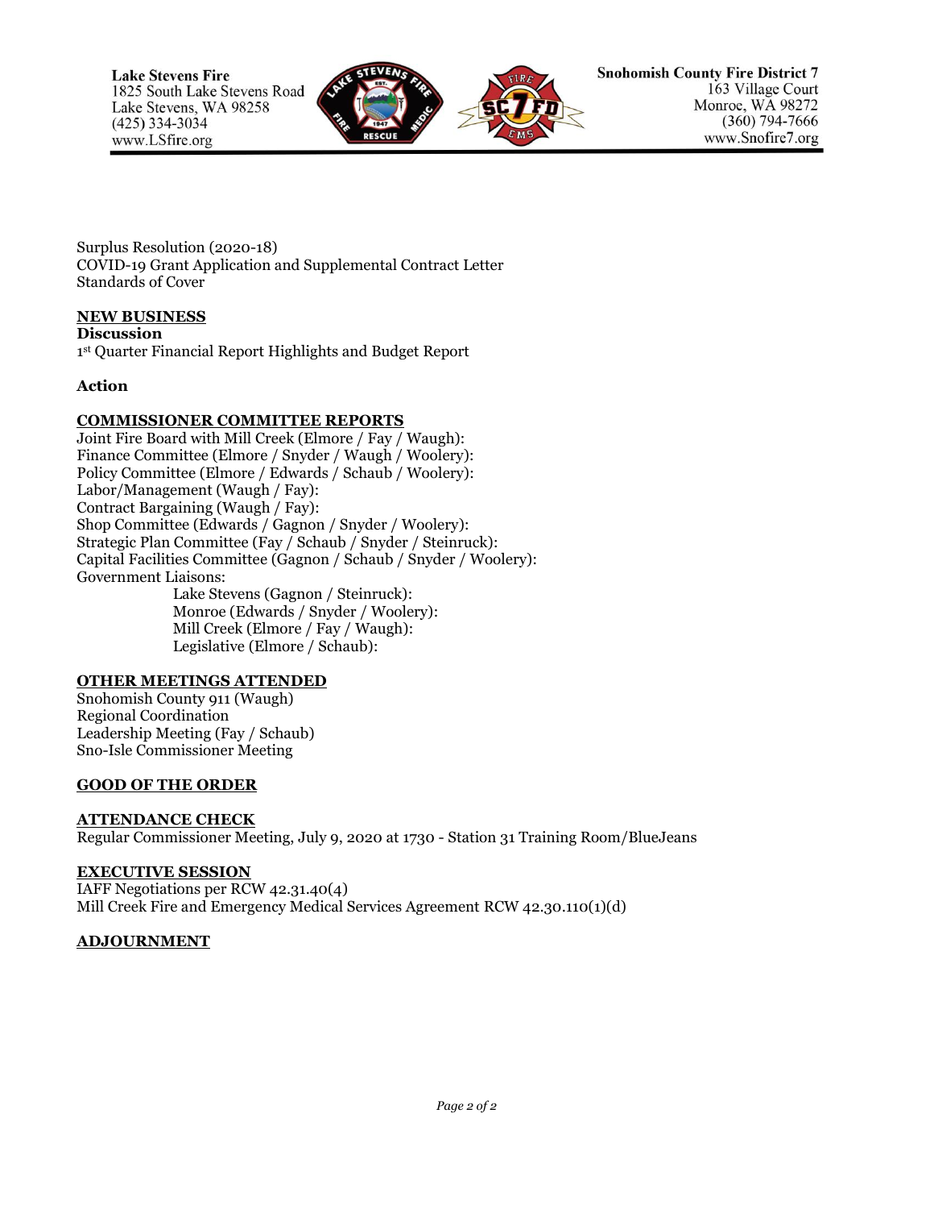Surplus Resolution (2020-18)
COVID-19 Grant Application and Supplemental Contract Letter
Standards of Cover

## NEW BUSINESS

**Discussion**

1st Quarter Financial Report Highlights and Budget Report

**Action**

## COMMISSIONER COMMITTEE REPORTS

Joint Fire Board with Mill Creek (Elmore / Fay / Waugh):
Finance Committee (Elmore / Snyder / Waugh / Woolery):
Policy Committee (Elmore / Edwards / Schaub / Woolery):
Labor/Management (Waugh / Fay):
Contract Bargaining (Waugh / Fay):
Shop Committee (Edwards / Gagnon / Snyder / Woolery):
Strategic Plan Committee (Fay / Schaub / Snyder / Steinruck):
Capital Facilities Committee (Gagnon / Schaub / Snyder / Woolery):
Government Liaisons:

- Lake Stevens (Gagnon / Steinruck):
- Monroe (Edwards / Snyder / Woolery):
- Mill Creek (Elmore / Fay / Waugh):
- Legislative (Elmore / Schaub):

## OTHER MEETINGS ATTENDED

Snohomish County 911 (Waugh)
Regional Coordination
Leadership Meeting (Fay / Schaub)
Sno-Isle Commissioner Meeting

## GOOD OF THE ORDER

## ATTENDANCE CHECK

Regular Commissioner Meeting, July 9, 2020 at 1730 - Station 31 Training Room/BlueJeans

## EXECUTIVE SESSION

IAFF Negotiations per RCW 42.31.40(4)
Mill Creek Fire and Emergency Medical Services Agreement RCW 42.30.110(1)(d)

## ADJOURNMENT